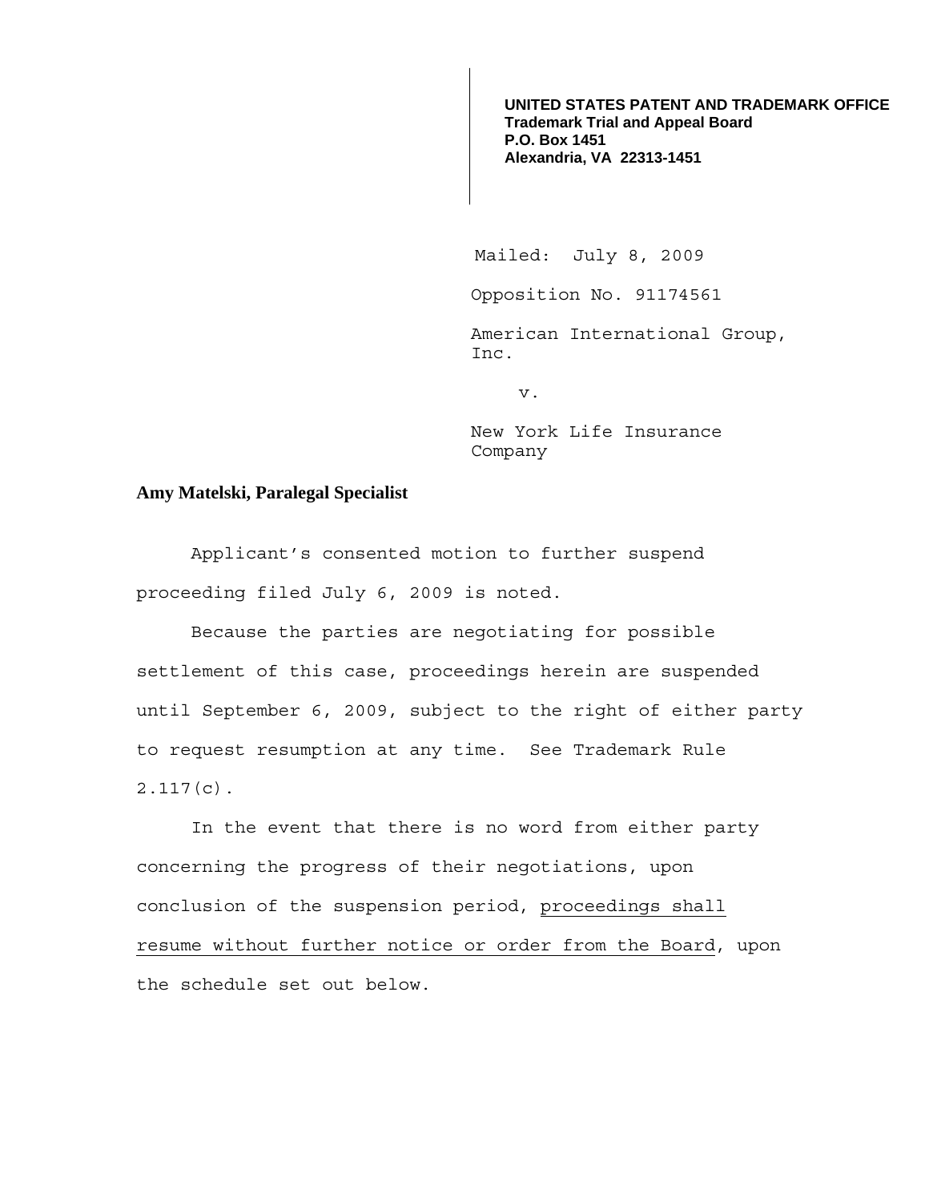**UNITED STATES PATENT AND TRADEMARK OFFICE**
**Trademark Trial and Appeal Board**
**P.O. Box 1451**
**Alexandria, VA 22313-1451**

Mailed: July 8, 2009

Opposition No. 91174561

American International Group, Inc.

v.

New York Life Insurance Company

**Amy Matelski, Paralegal Specialist**

Applicant's consented motion to further suspend proceeding filed July 6, 2009 is noted.

Because the parties are negotiating for possible settlement of this case, proceedings herein are suspended until September 6, 2009, subject to the right of either party to request resumption at any time. See Trademark Rule 2.117(c).

In the event that there is no word from either party concerning the progress of their negotiations, upon conclusion of the suspension period, proceedings shall resume without further notice or order from the Board, upon the schedule set out below.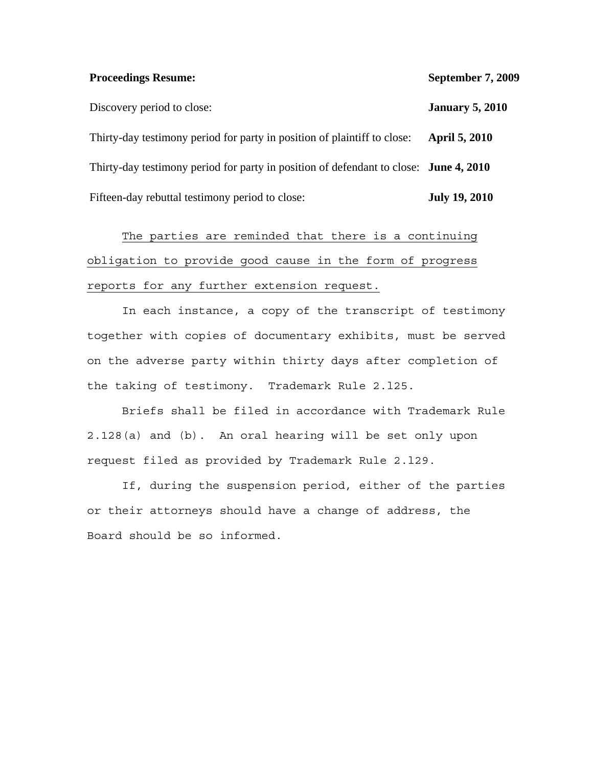| | |
|---|---|
| **Proceedings Resume:** | **September 7, 2009** |
| Discovery period to close: | **January 5, 2010** |
| Thirty-day testimony period for party in position of plaintiff to close: | **April 5, 2010** |
| Thirty-day testimony period for party in position of defendant to close: | **June 4, 2010** |
| Fifteen-day rebuttal testimony period to close: | **July 19, 2010** |

The parties are reminded that there is a continuing obligation to provide good cause in the form of progress reports for any further extension request.

In each instance, a copy of the transcript of testimony together with copies of documentary exhibits, must be served on the adverse party within thirty days after completion of the taking of testimony. Trademark Rule 2.l25.

Briefs shall be filed in accordance with Trademark Rule 2.128(a) and (b). An oral hearing will be set only upon request filed as provided by Trademark Rule 2.l29.

If, during the suspension period, either of the parties or their attorneys should have a change of address, the Board should be so informed.